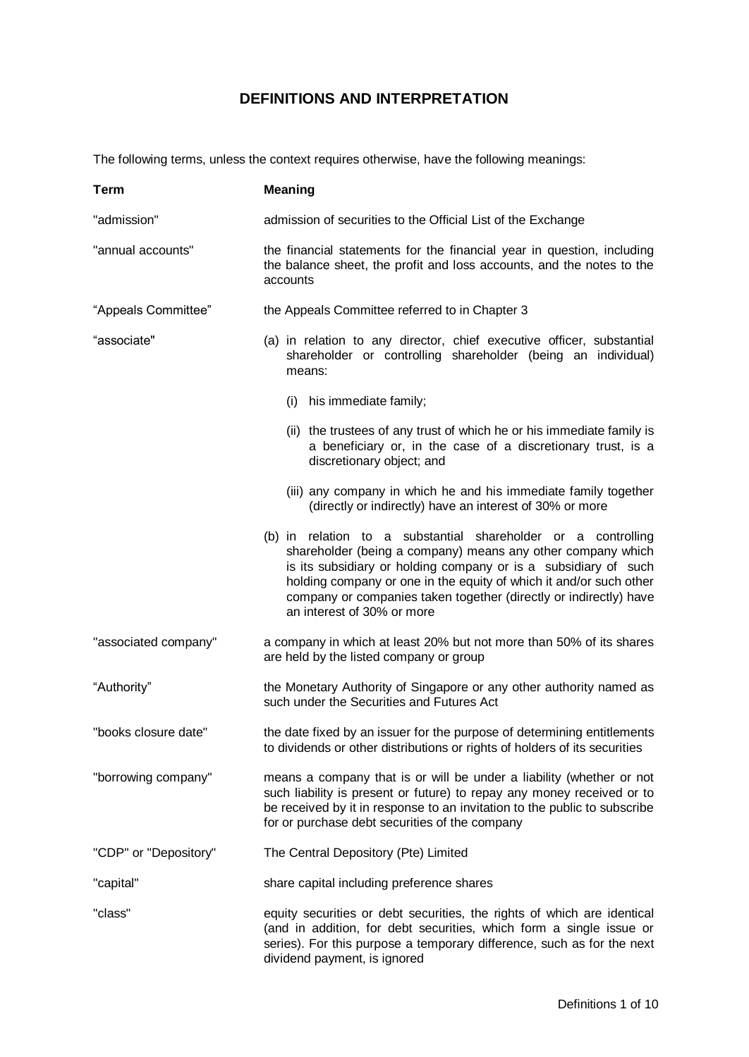# DEFINITIONS AND INTERPRETATION

The following terms, unless the context requires otherwise, have the following meanings:

| Term | Meaning |
|---|---|
| "admission" | admission of securities to the Official List of the Exchange |
| "annual accounts" | the financial statements for the financial year in question, including the balance sheet, the profit and loss accounts, and the notes to the accounts |
| "Appeals Committee" | the Appeals Committee referred to in Chapter 3 |
| "associate" | (a) in relation to any director, chief executive officer, substantial shareholder or controlling shareholder (being an individual) means:<br>(i) his immediate family;<br>(ii) the trustees of any trust of which he or his immediate family is a beneficiary or, in the case of a discretionary trust, is a discretionary object; and<br>(iii) any company in which he and his immediate family together (directly or indirectly) have an interest of 30% or more<br>(b) in relation to a substantial shareholder or a controlling shareholder (being a company) means any other company which is its subsidiary or holding company or is a subsidiary of such holding company or one in the equity of which it and/or such other company or companies taken together (directly or indirectly) have an interest of 30% or more |
| "associated company" | a company in which at least 20% but not more than 50% of its shares are held by the listed company or group |
| "Authority" | the Monetary Authority of Singapore or any other authority named as such under the Securities and Futures Act |
| "books closure date" | the date fixed by an issuer for the purpose of determining entitlements to dividends or other distributions or rights of holders of its securities |
| "borrowing company" | means a company that is or will be under a liability (whether or not such liability is present or future) to repay any money received or to be received by it in response to an invitation to the public to subscribe for or purchase debt securities of the company |
| "CDP" or "Depository" | The Central Depository (Pte) Limited |
| "capital" | share capital including preference shares |
| "class" | equity securities or debt securities, the rights of which are identical (and in addition, for debt securities, which form a single issue or series). For this purpose a temporary difference, such as for the next dividend payment, is ignored |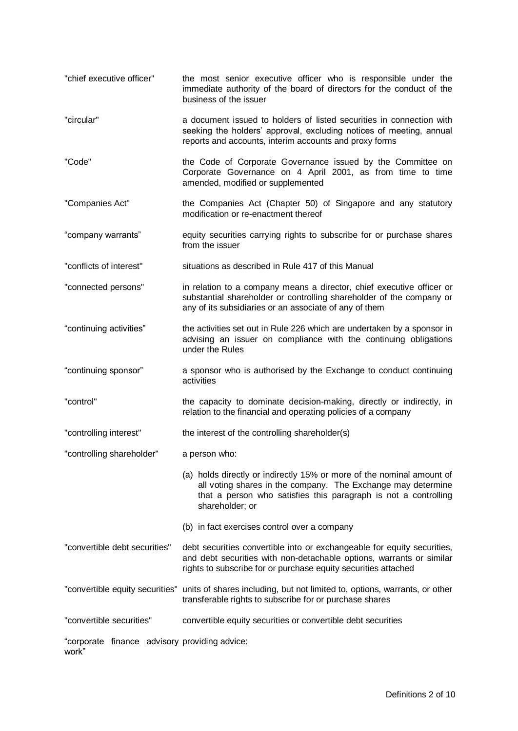| | |
|---|---|
| "chief executive officer" | the most senior executive officer who is responsible under the immediate authority of the board of directors for the conduct of the business of the issuer |
| "circular" | a document issued to holders of listed securities in connection with seeking the holders' approval, excluding notices of meeting, annual reports and accounts, interim accounts and proxy forms |
| "Code" | the Code of Corporate Governance issued by the Committee on Corporate Governance on 4 April 2001, as from time to time amended, modified or supplemented |
| "Companies Act" | the Companies Act (Chapter 50) of Singapore and any statutory modification or re-enactment thereof |
| "company warrants" | equity securities carrying rights to subscribe for or purchase shares from the issuer |
| "conflicts of interest" | situations as described in Rule 417 of this Manual |
| "connected persons" | in relation to a company means a director, chief executive officer or substantial shareholder or controlling shareholder of the company or any of its subsidiaries or an associate of any of them |
| "continuing activities" | the activities set out in Rule 226 which are undertaken by a sponsor in advising an issuer on compliance with the continuing obligations under the Rules |
| "continuing sponsor" | a sponsor who is authorised by the Exchange to conduct continuing activities |
| "control" | the capacity to dominate decision-making, directly or indirectly, in relation to the financial and operating policies of a company |
| "controlling interest" | the interest of the controlling shareholder(s) |
| "controlling shareholder" | a person who:<br>(a) holds directly or indirectly 15% or more of the nominal amount of all voting shares in the company. The Exchange may determine that a person who satisfies this paragraph is not a controlling shareholder; or<br>(b) in fact exercises control over a company |
| "convertible debt securities" | debt securities convertible into or exchangeable for equity securities, and debt securities with non-detachable options, warrants or similar rights to subscribe for or purchase equity securities attached |
| "convertible equity securities" | units of shares including, but not limited to, options, warrants, or other transferable rights to subscribe for or purchase shares |
| "convertible securities" | convertible equity securities or convertible debt securities |
| "corporate finance advisory work" | providing advice: |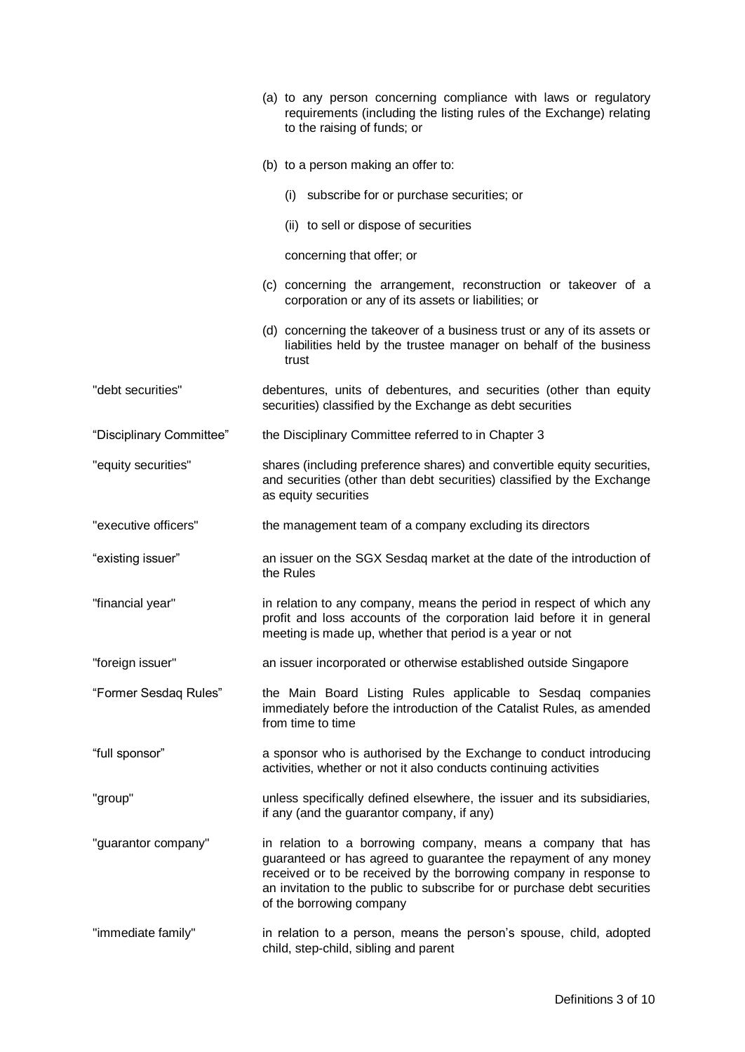| | |
|---|---|
| | (a) to any person concerning compliance with laws or regulatory requirements (including the listing rules of the Exchange) relating to the raising of funds; or<br><br>(b) to a person making an offer to:<br><br>(i) subscribe for or purchase securities; or<br><br>(ii) to sell or dispose of securities<br><br>concerning that offer; or<br><br>(c) concerning the arrangement, reconstruction or takeover of a corporation or any of its assets or liabilities; or<br><br>(d) concerning the takeover of a business trust or any of its assets or liabilities held by the trustee manager on behalf of the business trust |
| "debt securities" | debentures, units of debentures, and securities (other than equity securities) classified by the Exchange as debt securities |
| "Disciplinary Committee" | the Disciplinary Committee referred to in Chapter 3 |
| "equity securities" | shares (including preference shares) and convertible equity securities, and securities (other than debt securities) classified by the Exchange as equity securities |
| "executive officers" | the management team of a company excluding its directors |
| "existing issuer" | an issuer on the SGX Sesdaq market at the date of the introduction of the Rules |
| "financial year" | in relation to any company, means the period in respect of which any profit and loss accounts of the corporation laid before it in general meeting is made up, whether that period is a year or not |
| "foreign issuer" | an issuer incorporated or otherwise established outside Singapore |
| "Former Sesdaq Rules" | the Main Board Listing Rules applicable to Sesdaq companies immediately before the introduction of the Catalist Rules, as amended from time to time |
| "full sponsor" | a sponsor who is authorised by the Exchange to conduct introducing activities, whether or not it also conducts continuing activities |
| "group" | unless specifically defined elsewhere, the issuer and its subsidiaries, if any (and the guarantor company, if any) |
| "guarantor company" | in relation to a borrowing company, means a company that has guaranteed or has agreed to guarantee the repayment of any money received or to be received by the borrowing company in response to an invitation to the public to subscribe for or purchase debt securities of the borrowing company |
| "immediate family" | in relation to a person, means the person's spouse, child, adopted child, step-child, sibling and parent |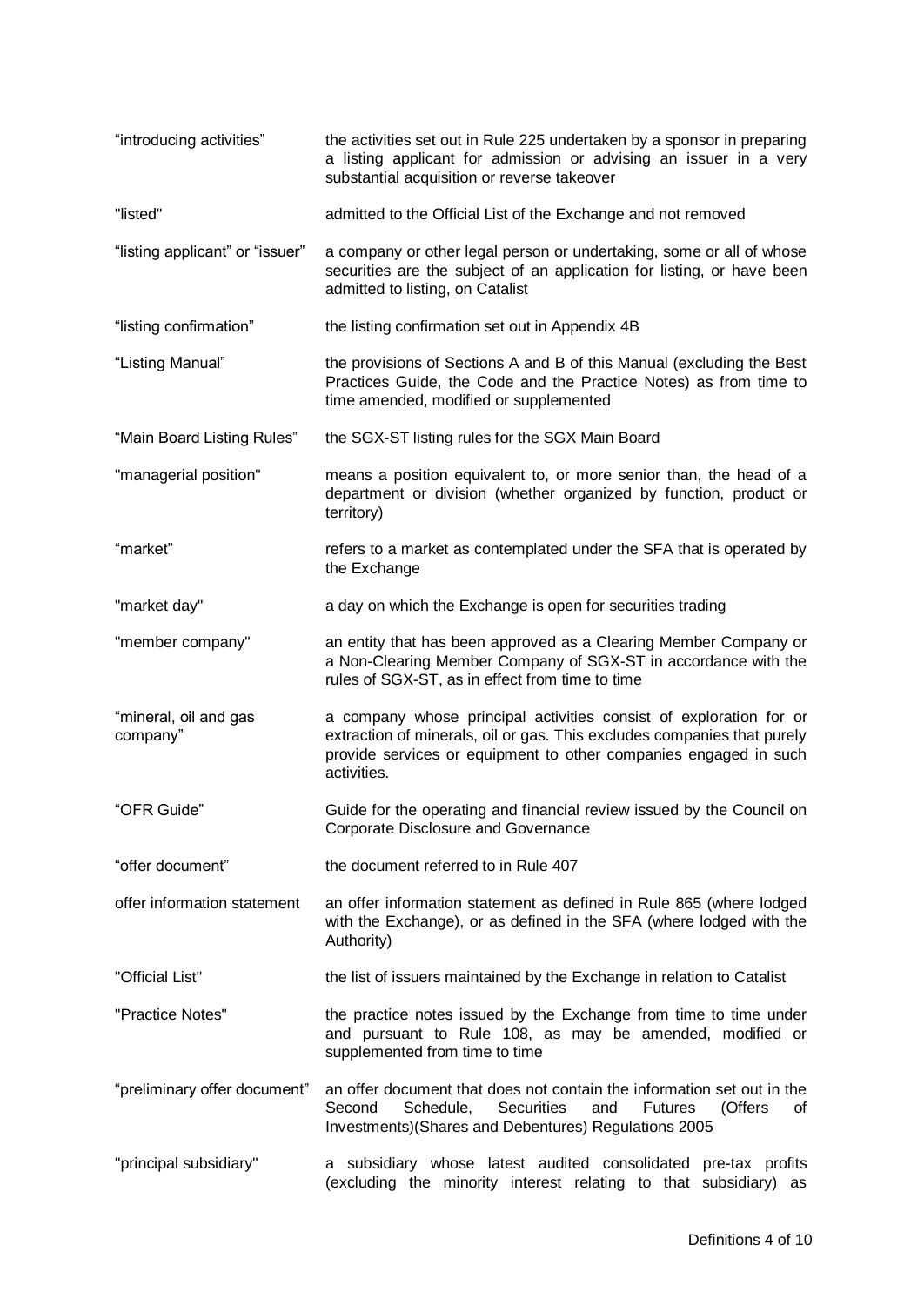| | |
|---|---|
| "introducing activities" | the activities set out in Rule 225 undertaken by a sponsor in preparing a listing applicant for admission or advising an issuer in a very substantial acquisition or reverse takeover |
| "listed" | admitted to the Official List of the Exchange and not removed |
| "listing applicant" or "issuer" | a company or other legal person or undertaking, some or all of whose securities are the subject of an application for listing, or have been admitted to listing, on Catalist |
| "listing confirmation" | the listing confirmation set out in Appendix 4B |
| "Listing Manual" | the provisions of Sections A and B of this Manual (excluding the Best Practices Guide, the Code and the Practice Notes) as from time to time amended, modified or supplemented |
| "Main Board Listing Rules" | the SGX-ST listing rules for the SGX Main Board |
| "managerial position" | means a position equivalent to, or more senior than, the head of a department or division (whether organized by function, product or territory) |
| "market" | refers to a market as contemplated under the SFA that is operated by the Exchange |
| "market day" | a day on which the Exchange is open for securities trading |
| "member company" | an entity that has been approved as a Clearing Member Company or a Non-Clearing Member Company of SGX-ST in accordance with the rules of SGX-ST, as in effect from time to time |
| "mineral, oil and gas company" | a company whose principal activities consist of exploration for or extraction of minerals, oil or gas. This excludes companies that purely provide services or equipment to other companies engaged in such activities. |
| "OFR Guide" | Guide for the operating and financial review issued by the Council on Corporate Disclosure and Governance |
| "offer document" | the document referred to in Rule 407 |
| offer information statement | an offer information statement as defined in Rule 865 (where lodged with the Exchange), or as defined in the SFA (where lodged with the Authority) |
| "Official List" | the list of issuers maintained by the Exchange in relation to Catalist |
| "Practice Notes" | the practice notes issued by the Exchange from time to time under and pursuant to Rule 108, as may be amended, modified or supplemented from time to time |
| "preliminary offer document" | an offer document that does not contain the information set out in the Second Schedule, Securities and Futures (Offers of Investments)(Shares and Debentures) Regulations 2005 |
| "principal subsidiary" | a subsidiary whose latest audited consolidated pre-tax profits (excluding the minority interest relating to that subsidiary) as |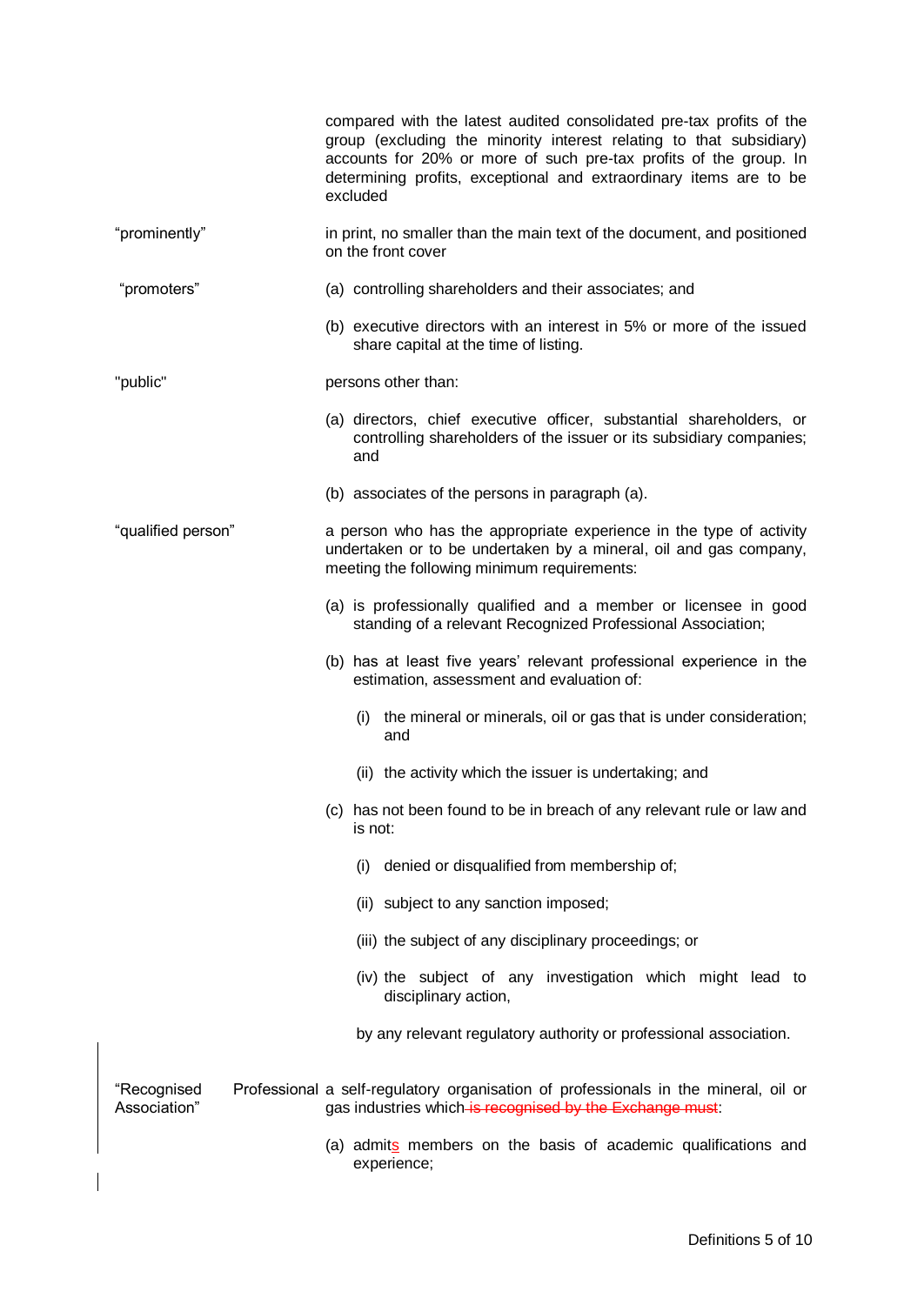compared with the latest audited consolidated pre-tax profits of the group (excluding the minority interest relating to that subsidiary) accounts for 20% or more of such pre-tax profits of the group. In determining profits, exceptional and extraordinary items are to be excluded

"prominently" — in print, no smaller than the main text of the document, and positioned on the front cover

"promoters" —

(a) controlling shareholders and their associates; and

(b) executive directors with an interest in 5% or more of the issued share capital at the time of listing.

"public" — persons other than:

(a) directors, chief executive officer, substantial shareholders, or controlling shareholders of the issuer or its subsidiary companies; and

(b) associates of the persons in paragraph (a).

"qualified person" — a person who has the appropriate experience in the type of activity undertaken or to be undertaken by a mineral, oil and gas company, meeting the following minimum requirements:

(a) is professionally qualified and a member or licensee in good standing of a relevant Recognized Professional Association;

(b) has at least five years' relevant professional experience in the estimation, assessment and evaluation of:

(i) the mineral or minerals, oil or gas that is under consideration; and

(ii) the activity which the issuer is undertaking; and

(c) has not been found to be in breach of any relevant rule or law and is not:

(i) denied or disqualified from membership of;

(ii) subject to any sanction imposed;

(iii) the subject of any disciplinary proceedings; or

(iv) the subject of any investigation which might lead to disciplinary action,

by any relevant regulatory authority or professional association.

"Recognised Professional Association" — a self-regulatory organisation of professionals in the mineral, oil or gas industries which ~~is recognised by the Exchange must~~:

(a) admits members on the basis of academic qualifications and experience;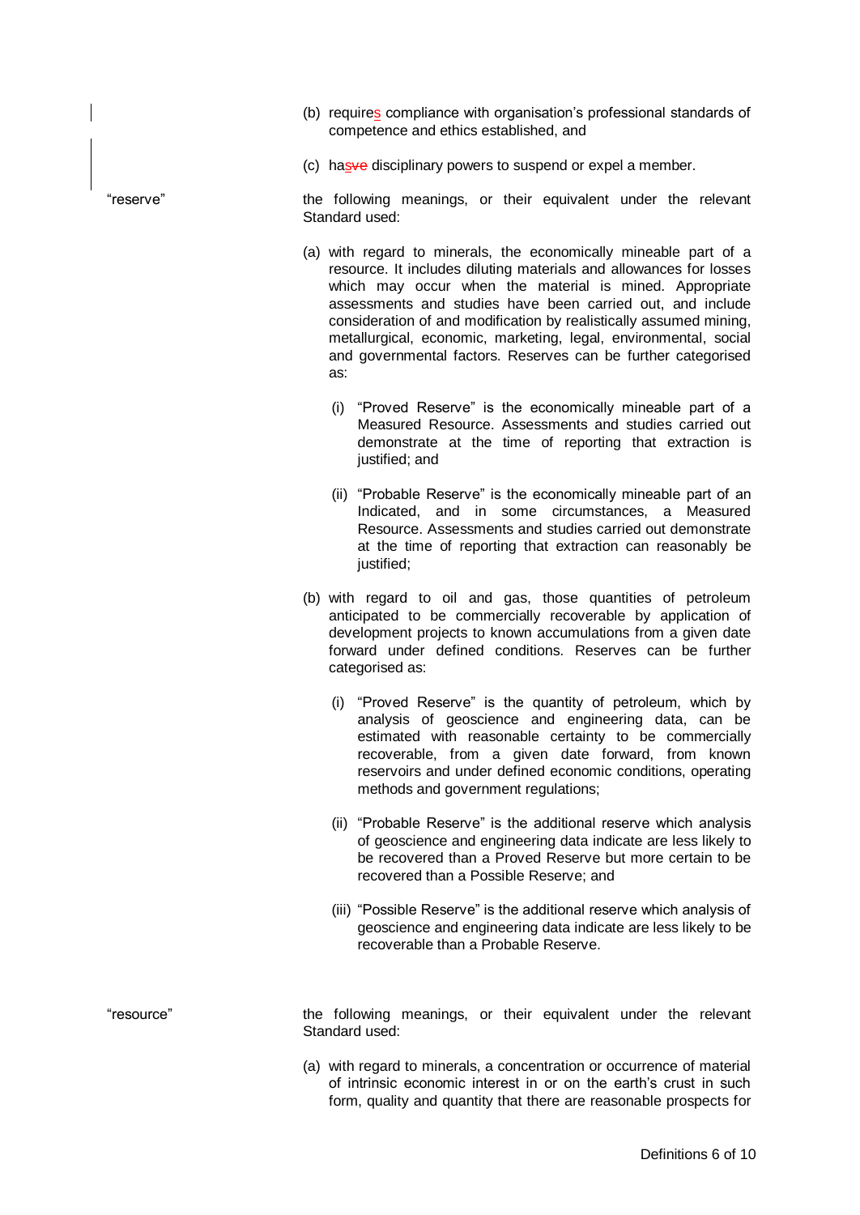(b) requires compliance with organisation's professional standards of competence and ethics established, and

(c) has~~ve~~ disciplinary powers to suspend or expel a member.

"reserve" the following meanings, or their equivalent under the relevant Standard used:

(a) with regard to minerals, the economically mineable part of a resource. It includes diluting materials and allowances for losses which may occur when the material is mined. Appropriate assessments and studies have been carried out, and include consideration of and modification by realistically assumed mining, metallurgical, economic, marketing, legal, environmental, social and governmental factors. Reserves can be further categorised as:

   (i) "Proved Reserve" is the economically mineable part of a Measured Resource. Assessments and studies carried out demonstrate at the time of reporting that extraction is justified; and

   (ii) "Probable Reserve" is the economically mineable part of an Indicated, and in some circumstances, a Measured Resource. Assessments and studies carried out demonstrate at the time of reporting that extraction can reasonably be justified;

(b) with regard to oil and gas, those quantities of petroleum anticipated to be commercially recoverable by application of development projects to known accumulations from a given date forward under defined conditions. Reserves can be further categorised as:

   (i) "Proved Reserve" is the quantity of petroleum, which by analysis of geoscience and engineering data, can be estimated with reasonable certainty to be commercially recoverable, from a given date forward, from known reservoirs and under defined economic conditions, operating methods and government regulations;

   (ii) "Probable Reserve" is the additional reserve which analysis of geoscience and engineering data indicate are less likely to be recovered than a Proved Reserve but more certain to be recovered than a Possible Reserve; and

   (iii) "Possible Reserve" is the additional reserve which analysis of geoscience and engineering data indicate are less likely to be recoverable than a Probable Reserve.

"resource" the following meanings, or their equivalent under the relevant Standard used:

(a) with regard to minerals, a concentration or occurrence of material of intrinsic economic interest in or on the earth's crust in such form, quality and quantity that there are reasonable prospects for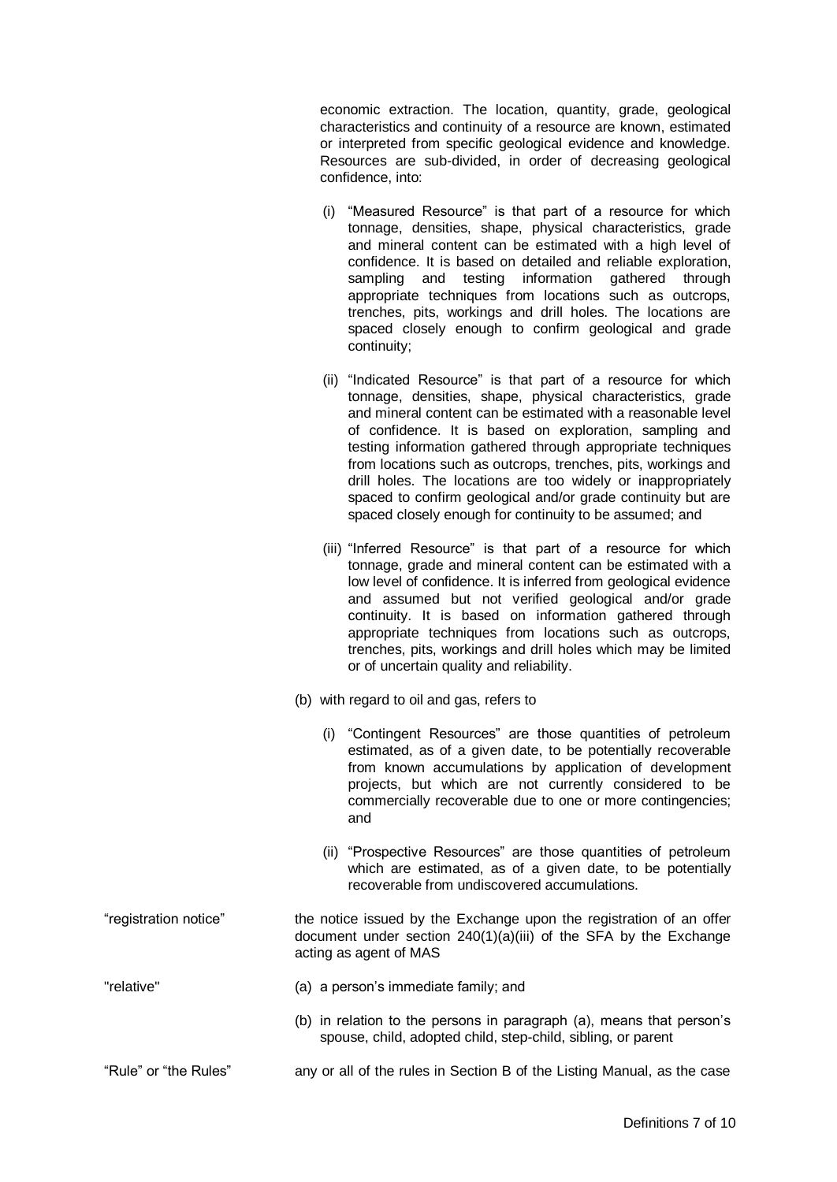economic extraction. The location, quantity, grade, geological characteristics and continuity of a resource are known, estimated or interpreted from specific geological evidence and knowledge. Resources are sub-divided, in order of decreasing geological confidence, into:

(i) "Measured Resource" is that part of a resource for which tonnage, densities, shape, physical characteristics, grade and mineral content can be estimated with a high level of confidence. It is based on detailed and reliable exploration, sampling and testing information gathered through appropriate techniques from locations such as outcrops, trenches, pits, workings and drill holes. The locations are spaced closely enough to confirm geological and grade continuity;

(ii) "Indicated Resource" is that part of a resource for which tonnage, densities, shape, physical characteristics, grade and mineral content can be estimated with a reasonable level of confidence. It is based on exploration, sampling and testing information gathered through appropriate techniques from locations such as outcrops, trenches, pits, workings and drill holes. The locations are too widely or inappropriately spaced to confirm geological and/or grade continuity but are spaced closely enough for continuity to be assumed; and

(iii) "Inferred Resource" is that part of a resource for which tonnage, grade and mineral content can be estimated with a low level of confidence. It is inferred from geological evidence and assumed but not verified geological and/or grade continuity. It is based on information gathered through appropriate techniques from locations such as outcrops, trenches, pits, workings and drill holes which may be limited or of uncertain quality and reliability.

(b) with regard to oil and gas, refers to

(i) "Contingent Resources" are those quantities of petroleum estimated, as of a given date, to be potentially recoverable from known accumulations by application of development projects, but which are not currently considered to be commercially recoverable due to one or more contingencies; and

(ii) "Prospective Resources" are those quantities of petroleum which are estimated, as of a given date, to be potentially recoverable from undiscovered accumulations.

| | |
|---|---|
| "registration notice" | the notice issued by the Exchange upon the registration of an offer document under section 240(1)(a)(iii) of the SFA by the Exchange acting as agent of MAS |
| "relative" | (a) a person's immediate family; and<br>(b) in relation to the persons in paragraph (a), means that person's spouse, child, adopted child, step-child, sibling, or parent |
| "Rule" or "the Rules" | any or all of the rules in Section B of the Listing Manual, as the case |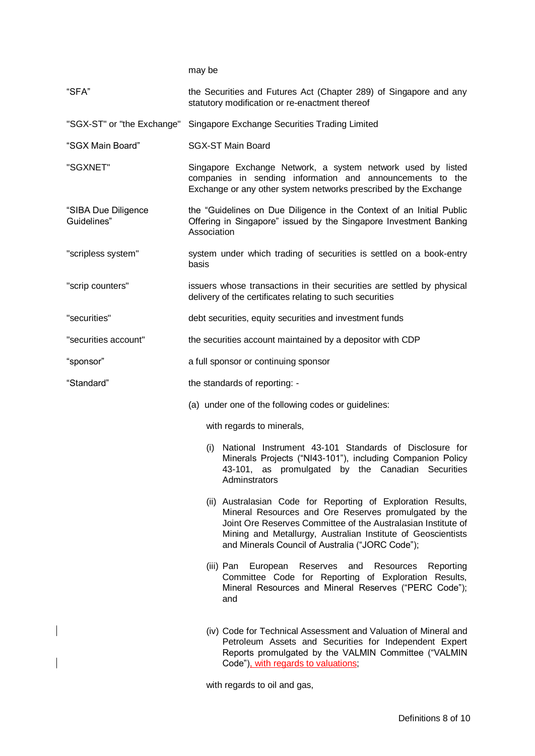may be

| | |
|---|---|
| "SFA" | the Securities and Futures Act (Chapter 289) of Singapore and any statutory modification or re-enactment thereof |
| "SGX-ST" or "the Exchange" | Singapore Exchange Securities Trading Limited |
| "SGX Main Board" | SGX-ST Main Board |
| "SGXNET" | Singapore Exchange Network, a system network used by listed companies in sending information and announcements to the Exchange or any other system networks prescribed by the Exchange |
| "SIBA Due Diligence Guidelines" | the "Guidelines on Due Diligence in the Context of an Initial Public Offering in Singapore" issued by the Singapore Investment Banking Association |
| "scripless system" | system under which trading of securities is settled on a book-entry basis |
| "scrip counters" | issuers whose transactions in their securities are settled by physical delivery of the certificates relating to such securities |
| "securities" | debt securities, equity securities and investment funds |
| "securities account" | the securities account maintained by a depositor with CDP |
| "sponsor" | a full sponsor or continuing sponsor |
| "Standard" | the standards of reporting: - |

(a) under one of the following codes or guidelines:

with regards to minerals,

(i) National Instrument 43-101 Standards of Disclosure for Minerals Projects ("NI43-101"), including Companion Policy 43-101, as promulgated by the Canadian Securities Adminstrators

(ii) Australasian Code for Reporting of Exploration Results, Mineral Resources and Ore Reserves promulgated by the Joint Ore Reserves Committee of the Australasian Institute of Mining and Metallurgy, Australian Institute of Geoscientists and Minerals Council of Australia ("JORC Code");

(iii) Pan European Reserves and Resources Reporting Committee Code for Reporting of Exploration Results, Mineral Resources and Mineral Reserves ("PERC Code"); and

(iv) Code for Technical Assessment and Valuation of Mineral and Petroleum Assets and Securities for Independent Expert Reports promulgated by the VALMIN Committee ("VALMIN Code"), with regards to valuations;

with regards to oil and gas,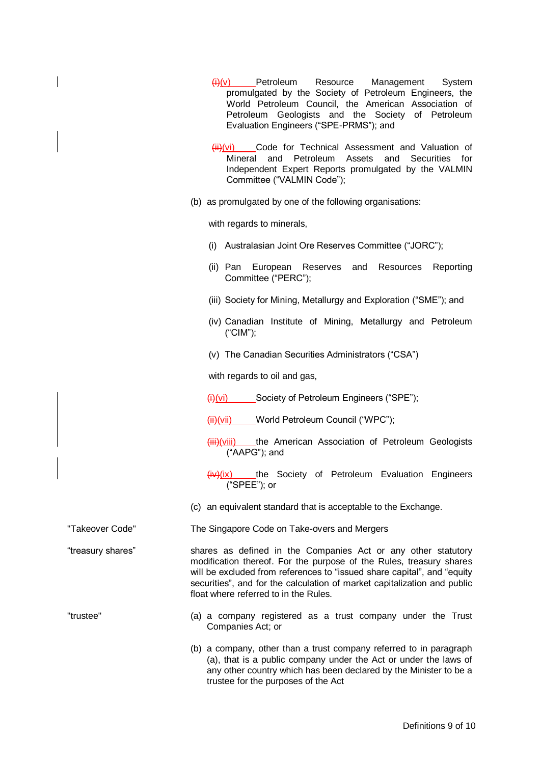~~(i)~~(v) Petroleum Resource Management System promulgated by the Society of Petroleum Engineers, the World Petroleum Council, the American Association of Petroleum Geologists and the Society of Petroleum Evaluation Engineers ("SPE-PRMS"); and

~~(ii)~~(vi) Code for Technical Assessment and Valuation of Mineral and Petroleum Assets and Securities for Independent Expert Reports promulgated by the VALMIN Committee ("VALMIN Code");

(b) as promulgated by one of the following organisations:

with regards to minerals,

(i) Australasian Joint Ore Reserves Committee ("JORC");

(ii) Pan European Reserves and Resources Reporting Committee ("PERC");

(iii) Society for Mining, Metallurgy and Exploration ("SME"); and

(iv) Canadian Institute of Mining, Metallurgy and Petroleum ("CIM");

(v) The Canadian Securities Administrators ("CSA")

with regards to oil and gas,

~~(i)~~(vi) Society of Petroleum Engineers ("SPE");

~~(ii)~~(vii) World Petroleum Council ("WPC");

~~(iii)~~(viii) the American Association of Petroleum Geologists ("AAPG"); and

~~(iv)~~(ix) the Society of Petroleum Evaluation Engineers ("SPEE"); or

(c) an equivalent standard that is acceptable to the Exchange.

"Takeover Code" — The Singapore Code on Take-overs and Mergers

"treasury shares" — shares as defined in the Companies Act or any other statutory modification thereof. For the purpose of the Rules, treasury shares will be excluded from references to "issued share capital", and "equity securities", and for the calculation of market capitalization and public float where referred to in the Rules.

"trustee" — (a) a company registered as a trust company under the Trust Companies Act; or

(b) a company, other than a trust company referred to in paragraph (a), that is a public company under the Act or under the laws of any other country which has been declared by the Minister to be a trustee for the purposes of the Act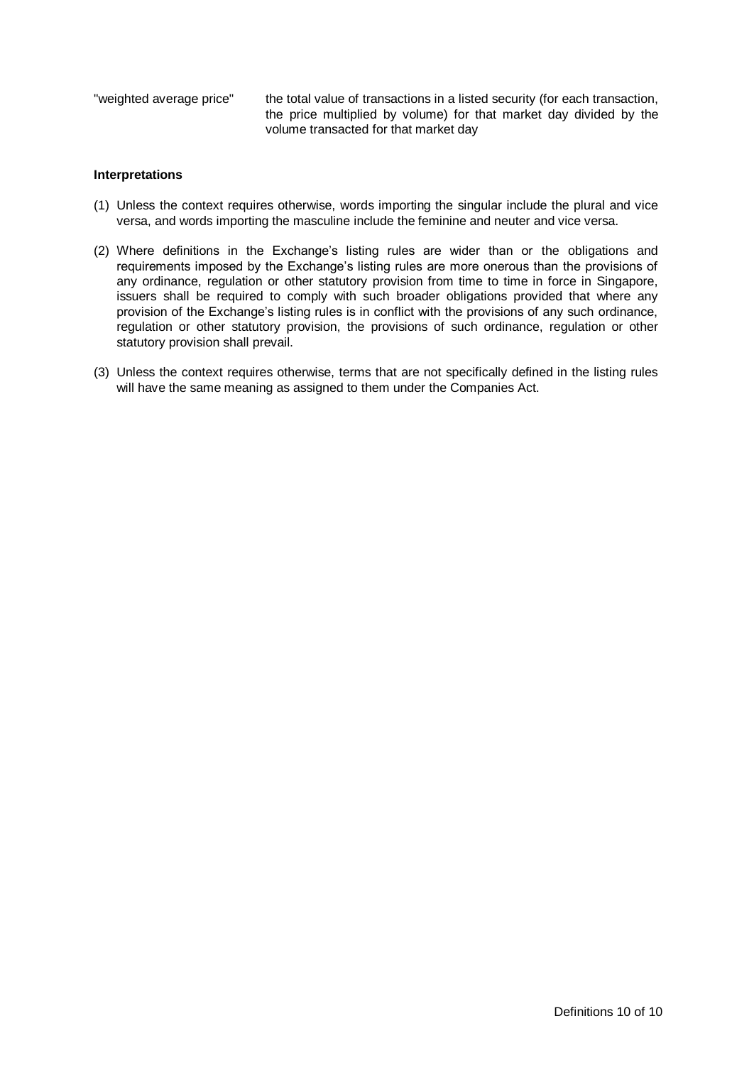| | |
|---|---|
| "weighted average price" | the total value of transactions in a listed security (for each transaction, the price multiplied by volume) for that market day divided by the volume transacted for that market day |

**Interpretations**

(1) Unless the context requires otherwise, words importing the singular include the plural and vice versa, and words importing the masculine include the feminine and neuter and vice versa.

(2) Where definitions in the Exchange's listing rules are wider than or the obligations and requirements imposed by the Exchange's listing rules are more onerous than the provisions of any ordinance, regulation or other statutory provision from time to time in force in Singapore, issuers shall be required to comply with such broader obligations provided that where any provision of the Exchange's listing rules is in conflict with the provisions of any such ordinance, regulation or other statutory provision, the provisions of such ordinance, regulation or other statutory provision shall prevail.

(3) Unless the context requires otherwise, terms that are not specifically defined in the listing rules will have the same meaning as assigned to them under the Companies Act.